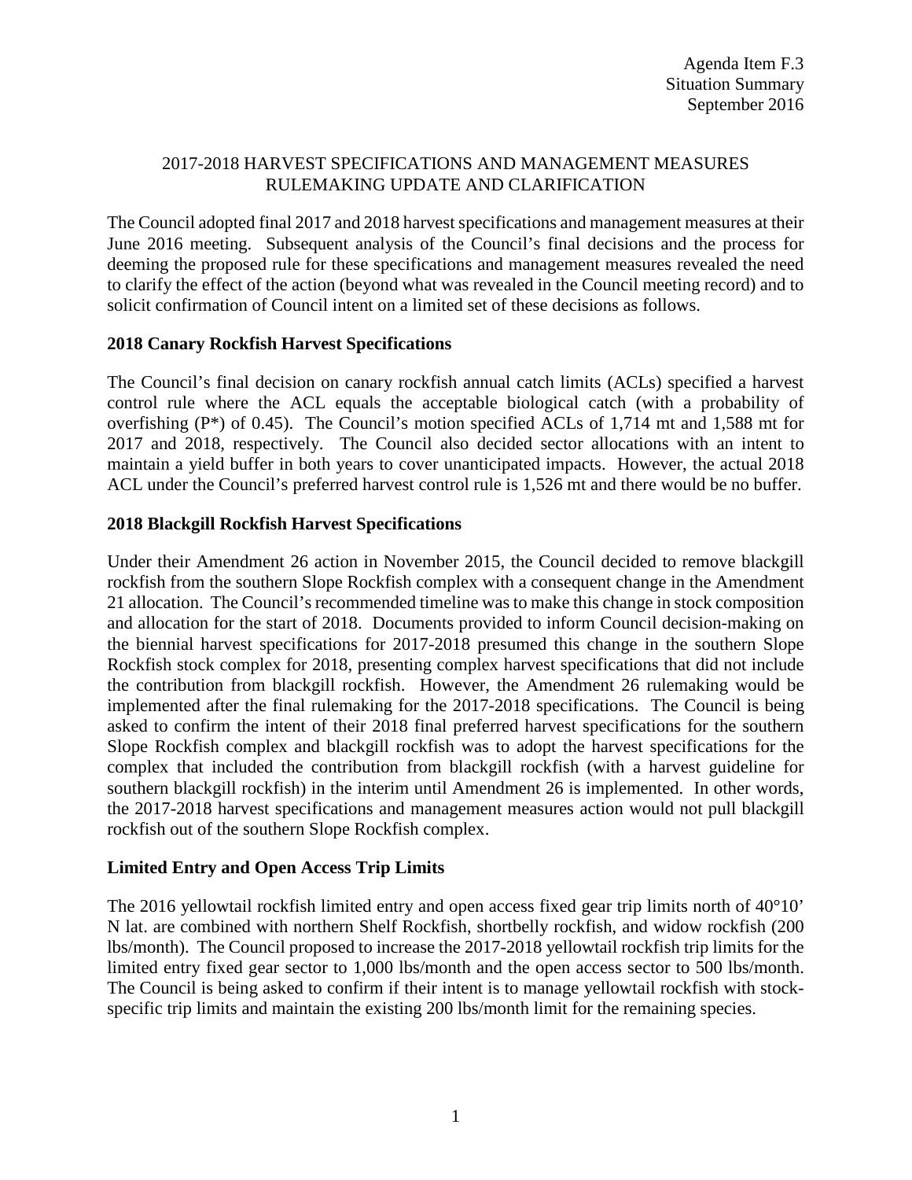Agenda Item F.3
Situation Summary
September 2016

# 2017-2018 HARVEST SPECIFICATIONS AND MANAGEMENT MEASURES RULEMAKING UPDATE AND CLARIFICATION

The Council adopted final 2017 and 2018 harvest specifications and management measures at their June 2016 meeting. Subsequent analysis of the Council's final decisions and the process for deeming the proposed rule for these specifications and management measures revealed the need to clarify the effect of the action (beyond what was revealed in the Council meeting record) and to solicit confirmation of Council intent on a limited set of these decisions as follows.

## 2018 Canary Rockfish Harvest Specifications

The Council's final decision on canary rockfish annual catch limits (ACLs) specified a harvest control rule where the ACL equals the acceptable biological catch (with a probability of overfishing (P*) of 0.45). The Council's motion specified ACLs of 1,714 mt and 1,588 mt for 2017 and 2018, respectively. The Council also decided sector allocations with an intent to maintain a yield buffer in both years to cover unanticipated impacts. However, the actual 2018 ACL under the Council's preferred harvest control rule is 1,526 mt and there would be no buffer.

## 2018 Blackgill Rockfish Harvest Specifications

Under their Amendment 26 action in November 2015, the Council decided to remove blackgill rockfish from the southern Slope Rockfish complex with a consequent change in the Amendment 21 allocation. The Council's recommended timeline was to make this change in stock composition and allocation for the start of 2018. Documents provided to inform Council decision-making on the biennial harvest specifications for 2017-2018 presumed this change in the southern Slope Rockfish stock complex for 2018, presenting complex harvest specifications that did not include the contribution from blackgill rockfish. However, the Amendment 26 rulemaking would be implemented after the final rulemaking for the 2017-2018 specifications. The Council is being asked to confirm the intent of their 2018 final preferred harvest specifications for the southern Slope Rockfish complex and blackgill rockfish was to adopt the harvest specifications for the complex that included the contribution from blackgill rockfish (with a harvest guideline for southern blackgill rockfish) in the interim until Amendment 26 is implemented. In other words, the 2017-2018 harvest specifications and management measures action would not pull blackgill rockfish out of the southern Slope Rockfish complex.

## Limited Entry and Open Access Trip Limits

The 2016 yellowtail rockfish limited entry and open access fixed gear trip limits north of 40°10' N lat. are combined with northern Shelf Rockfish, shortbelly rockfish, and widow rockfish (200 lbs/month). The Council proposed to increase the 2017-2018 yellowtail rockfish trip limits for the limited entry fixed gear sector to 1,000 lbs/month and the open access sector to 500 lbs/month. The Council is being asked to confirm if their intent is to manage yellowtail rockfish with stock-specific trip limits and maintain the existing 200 lbs/month limit for the remaining species.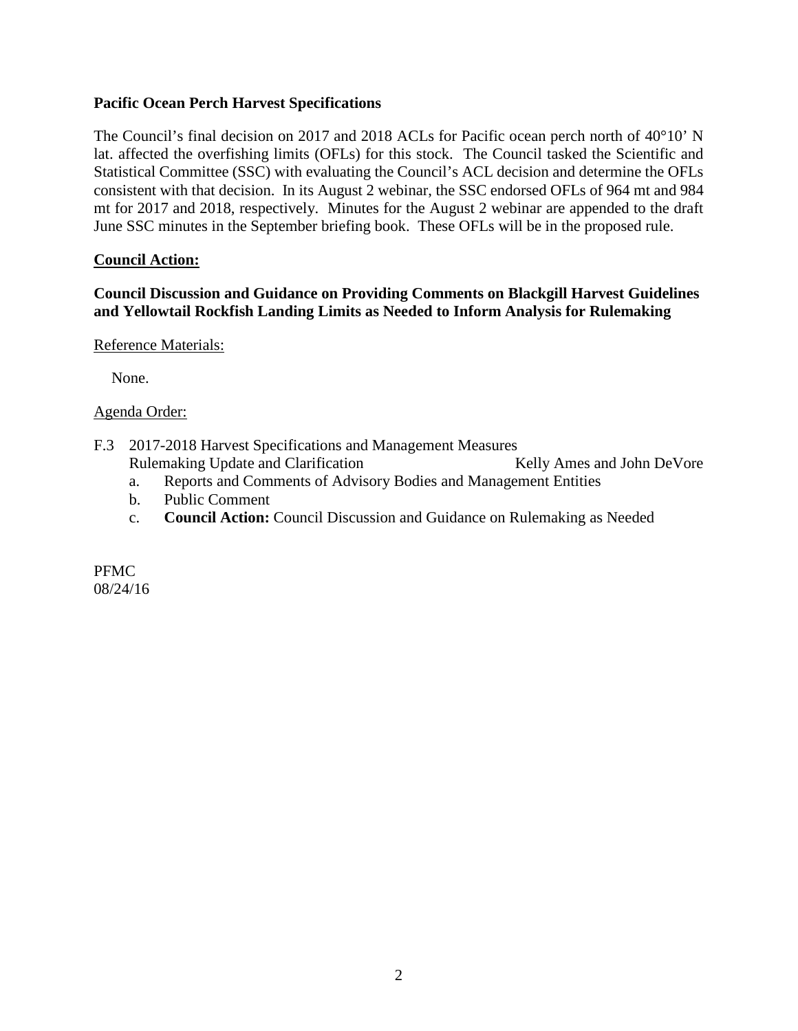**Pacific Ocean Perch Harvest Specifications**

The Council's final decision on 2017 and 2018 ACLs for Pacific ocean perch north of 40°10' N lat. affected the overfishing limits (OFLs) for this stock. The Council tasked the Scientific and Statistical Committee (SSC) with evaluating the Council's ACL decision and determine the OFLs consistent with that decision. In its August 2 webinar, the SSC endorsed OFLs of 964 mt and 984 mt for 2017 and 2018, respectively. Minutes for the August 2 webinar are appended to the draft June SSC minutes in the September briefing book. These OFLs will be in the proposed rule.

**Council Action:**

**Council Discussion and Guidance on Providing Comments on Blackgill Harvest Guidelines and Yellowtail Rockfish Landing Limits as Needed to Inform Analysis for Rulemaking**

Reference Materials:

None.

Agenda Order:

F.3 2017-2018 Harvest Specifications and Management Measures Rulemaking Update and Clarification — Kelly Ames and John DeVore

a. Reports and Comments of Advisory Bodies and Management Entities
b. Public Comment
c. **Council Action:** Council Discussion and Guidance on Rulemaking as Needed

PFMC
08/24/16